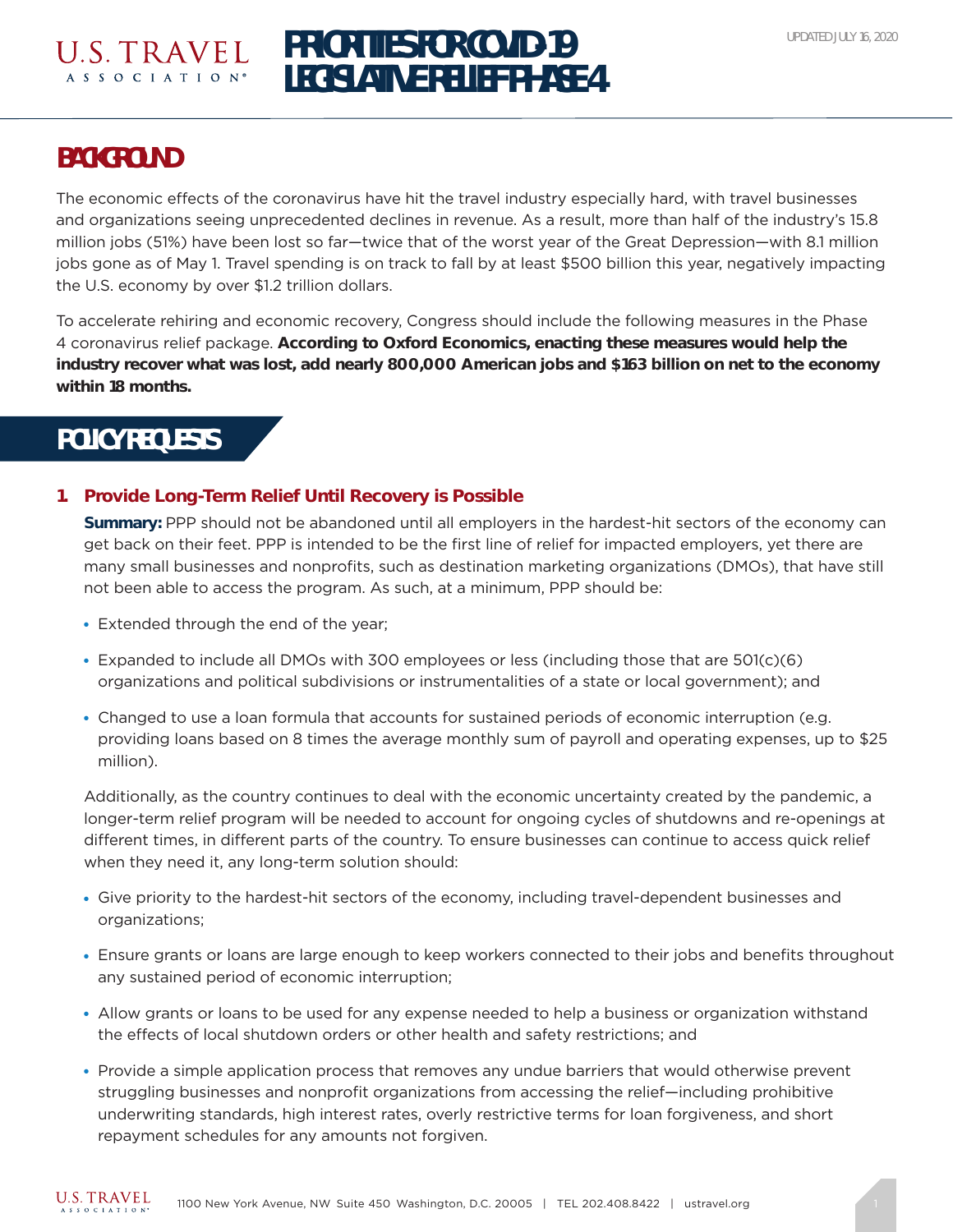# PRIORITIES FOR COVID-19 LEGISLATIVE RELIEF PHASE 4

UPDATED JULY 16, 2020

## BACKGROUND

The economic effects of the coronavirus have hit the travel industry especially hard, with travel businesses and organizations seeing unprecedented declines in revenue. As a result, more than half of the industry's 15.8 million jobs (51%) have been lost so far—twice that of the worst year of the Great Depression—with 8.1 million jobs gone as of May 1. Travel spending is on track to fall by at least $500 billion this year, negatively impacting the U.S. economy by over $1.2 trillion dollars.

To accelerate rehiring and economic recovery, Congress should include the following measures in the Phase 4 coronavirus relief package. **According to Oxford Economics, enacting these measures would help the industry recover what was lost, add nearly 800,000 American jobs and $163 billion on net to the economy within 18 months.**

## POLICY REQUESTS

### 1. Provide Long-Term Relief Until Recovery is Possible

**Summary:** PPP should not be abandoned until all employers in the hardest-hit sectors of the economy can get back on their feet. PPP is intended to be the first line of relief for impacted employers, yet there are many small businesses and nonprofits, such as destination marketing organizations (DMOs), that have still not been able to access the program. As such, at a minimum, PPP should be:

- Extended through the end of the year;
- Expanded to include all DMOs with 300 employees or less (including those that are 501(c)(6) organizations and political subdivisions or instrumentalities of a state or local government); and
- Changed to use a loan formula that accounts for sustained periods of economic interruption (e.g. providing loans based on 8 times the average monthly sum of payroll and operating expenses, up to $25 million).

Additionally, as the country continues to deal with the economic uncertainty created by the pandemic, a longer-term relief program will be needed to account for ongoing cycles of shutdowns and re-openings at different times, in different parts of the country. To ensure businesses can continue to access quick relief when they need it, any long-term solution should:

- Give priority to the hardest-hit sectors of the economy, including travel-dependent businesses and organizations;
- Ensure grants or loans are large enough to keep workers connected to their jobs and benefits throughout any sustained period of economic interruption;
- Allow grants or loans to be used for any expense needed to help a business or organization withstand the effects of local shutdown orders or other health and safety restrictions; and
- Provide a simple application process that removes any undue barriers that would otherwise prevent struggling businesses and nonprofit organizations from accessing the relief—including prohibitive underwriting standards, high interest rates, overly restrictive terms for loan forgiveness, and short repayment schedules for any amounts not forgiven.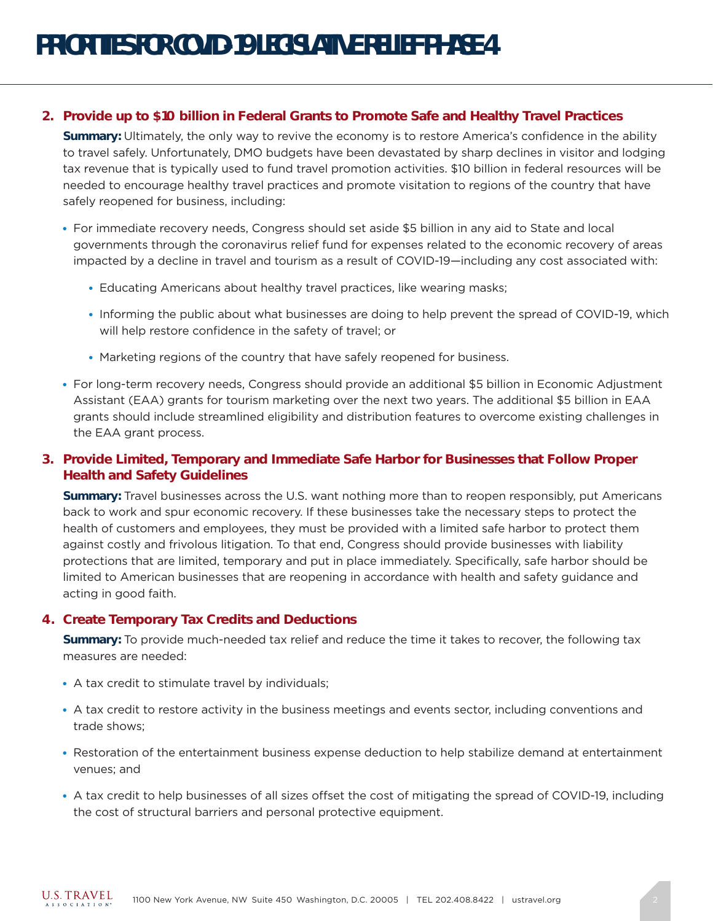2. **Provide up to $10 billion in Federal Grants to Promote Safe and Healthy Travel Practices**

   **Summary:** Ultimately, the only way to revive the economy is to restore America's confidence in the ability to travel safely. Unfortunately, DMO budgets have been devastated by sharp declines in visitor and lodging tax revenue that is typically used to fund travel promotion activities. $10 billion in federal resources will be needed to encourage healthy travel practices and promote visitation to regions of the country that have safely reopened for business, including:

   - For immediate recovery needs, Congress should set aside $5 billion in any aid to State and local governments through the coronavirus relief fund for expenses related to the economic recovery of areas impacted by a decline in travel and tourism as a result of COVID-19—including any cost associated with:
     - Educating Americans about healthy travel practices, like wearing masks;
     - Informing the public about what businesses are doing to help prevent the spread of COVID-19, which will help restore confidence in the safety of travel; or
     - Marketing regions of the country that have safely reopened for business.
   - For long-term recovery needs, Congress should provide an additional $5 billion in Economic Adjustment Assistant (EAA) grants for tourism marketing over the next two years. The additional $5 billion in EAA grants should include streamlined eligibility and distribution features to overcome existing challenges in the EAA grant process.

3. **Provide Limited, Temporary and Immediate Safe Harbor for Businesses that Follow Proper Health and Safety Guidelines**

   **Summary:** Travel businesses across the U.S. want nothing more than to reopen responsibly, put Americans back to work and spur economic recovery. If these businesses take the necessary steps to protect the health of customers and employees, they must be provided with a limited safe harbor to protect them against costly and frivolous litigation. To that end, Congress should provide businesses with liability protections that are limited, temporary and put in place immediately. Specifically, safe harbor should be limited to American businesses that are reopening in accordance with health and safety guidance and acting in good faith.

4. **Create Temporary Tax Credits and Deductions**

   **Summary:** To provide much-needed tax relief and reduce the time it takes to recover, the following tax measures are needed:

   - A tax credit to stimulate travel by individuals;
   - A tax credit to restore activity in the business meetings and events sector, including conventions and trade shows;
   - Restoration of the entertainment business expense deduction to help stabilize demand at entertainment venues; and
   - A tax credit to help businesses of all sizes offset the cost of mitigating the spread of COVID-19, including the cost of structural barriers and personal protective equipment.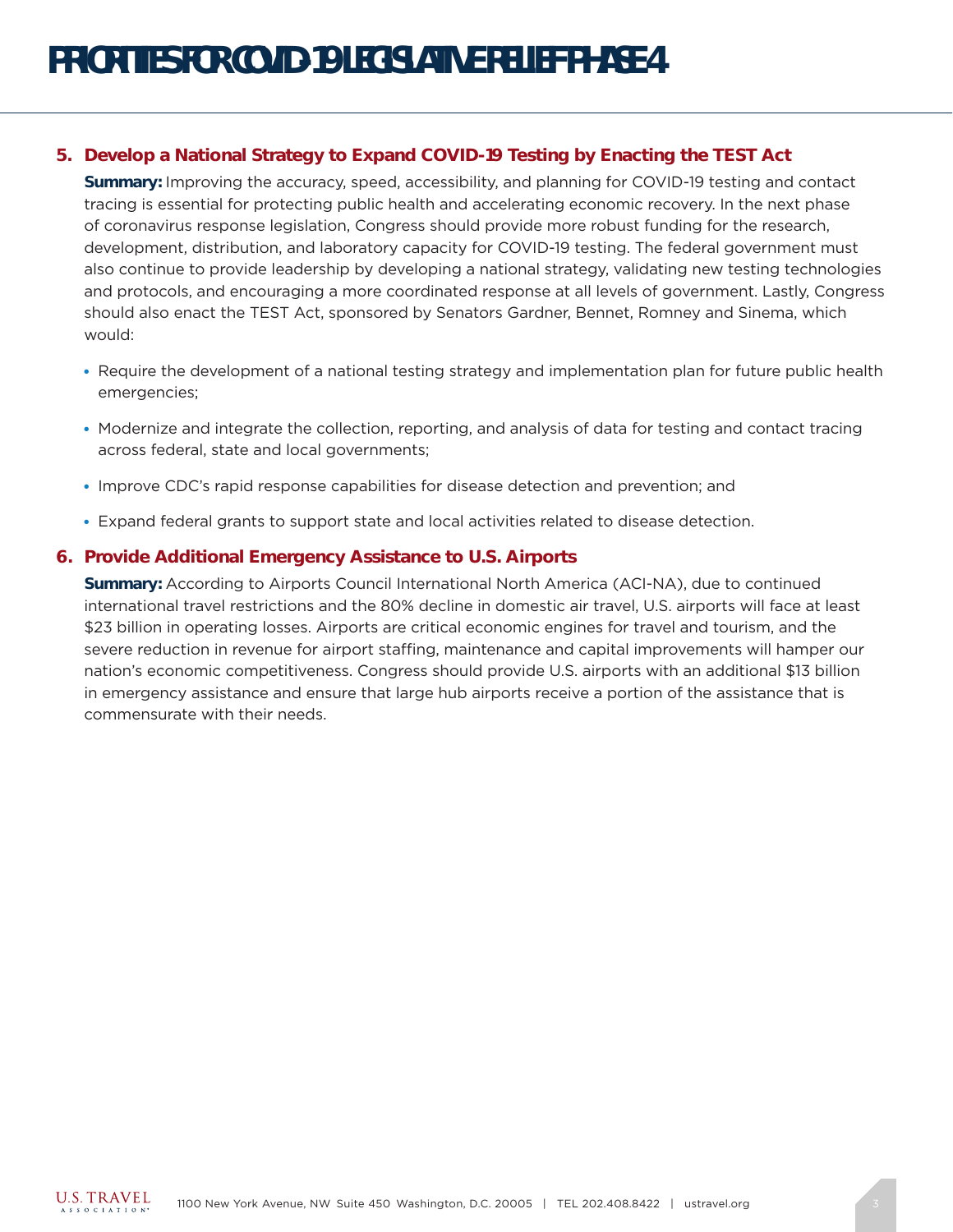## 5. Develop a National Strategy to Expand COVID-19 Testing by Enacting the TEST Act

**Summary:** Improving the accuracy, speed, accessibility, and planning for COVID-19 testing and contact tracing is essential for protecting public health and accelerating economic recovery. In the next phase of coronavirus response legislation, Congress should provide more robust funding for the research, development, distribution, and laboratory capacity for COVID-19 testing. The federal government must also continue to provide leadership by developing a national strategy, validating new testing technologies and protocols, and encouraging a more coordinated response at all levels of government. Lastly, Congress should also enact the TEST Act, sponsored by Senators Gardner, Bennet, Romney and Sinema, which would:

- Require the development of a national testing strategy and implementation plan for future public health emergencies;
- Modernize and integrate the collection, reporting, and analysis of data for testing and contact tracing across federal, state and local governments;
- Improve CDC's rapid response capabilities for disease detection and prevention; and
- Expand federal grants to support state and local activities related to disease detection.

## 6. Provide Additional Emergency Assistance to U.S. Airports

**Summary:** According to Airports Council International North America (ACI-NA), due to continued international travel restrictions and the 80% decline in domestic air travel, U.S. airports will face at least $23 billion in operating losses. Airports are critical economic engines for travel and tourism, and the severe reduction in revenue for airport staffing, maintenance and capital improvements will hamper our nation's economic competitiveness. Congress should provide U.S. airports with an additional $13 billion in emergency assistance and ensure that large hub airports receive a portion of the assistance that is commensurate with their needs.